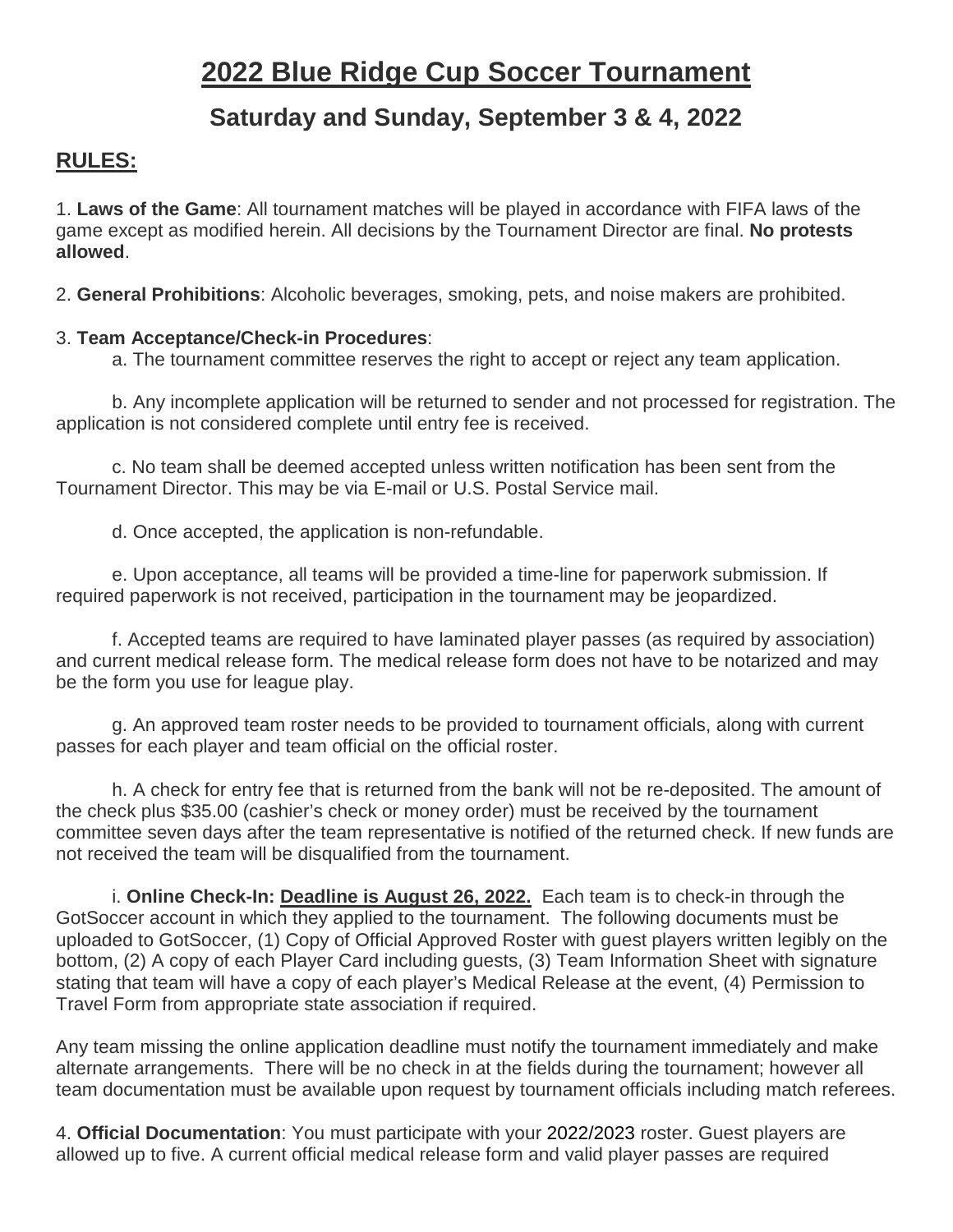# 2022 Blue Ridge Cup Soccer Tournament

## Saturday and Sunday, September 3 & 4, 2022

### RULES:

1. **Laws of the Game**: All tournament matches will be played in accordance with FIFA laws of the game except as modified herein. All decisions by the Tournament Director are final. **No protests allowed**.

2. **General Prohibitions**: Alcoholic beverages, smoking, pets, and noise makers are prohibited.

3. **Team Acceptance/Check-in Procedures**:

a. The tournament committee reserves the right to accept or reject any team application.

b. Any incomplete application will be returned to sender and not processed for registration. The application is not considered complete until entry fee is received.

c. No team shall be deemed accepted unless written notification has been sent from the Tournament Director. This may be via E-mail or U.S. Postal Service mail.

d. Once accepted, the application is non-refundable.

e. Upon acceptance, all teams will be provided a time-line for paperwork submission. If required paperwork is not received, participation in the tournament may be jeopardized.

f. Accepted teams are required to have laminated player passes (as required by association) and current medical release form. The medical release form does not have to be notarized and may be the form you use for league play.

g. An approved team roster needs to be provided to tournament officials, along with current passes for each player and team official on the official roster.

h. A check for entry fee that is returned from the bank will not be re-deposited. The amount of the check plus $35.00 (cashier's check or money order) must be received by the tournament committee seven days after the team representative is notified of the returned check. If new funds are not received the team will be disqualified from the tournament.

i. **Online Check-In: <u>Deadline is August 26, 2022.</u>** Each team is to check-in through the GotSoccer account in which they applied to the tournament. The following documents must be uploaded to GotSoccer, (1) Copy of Official Approved Roster with guest players written legibly on the bottom, (2) A copy of each Player Card including guests, (3) Team Information Sheet with signature stating that team will have a copy of each player's Medical Release at the event, (4) Permission to Travel Form from appropriate state association if required.

Any team missing the online application deadline must notify the tournament immediately and make alternate arrangements. There will be no check in at the fields during the tournament; however all team documentation must be available upon request by tournament officials including match referees.

4. **Official Documentation**: You must participate with your 2022/2023 roster. Guest players are allowed up to five. A current official medical release form and valid player passes are required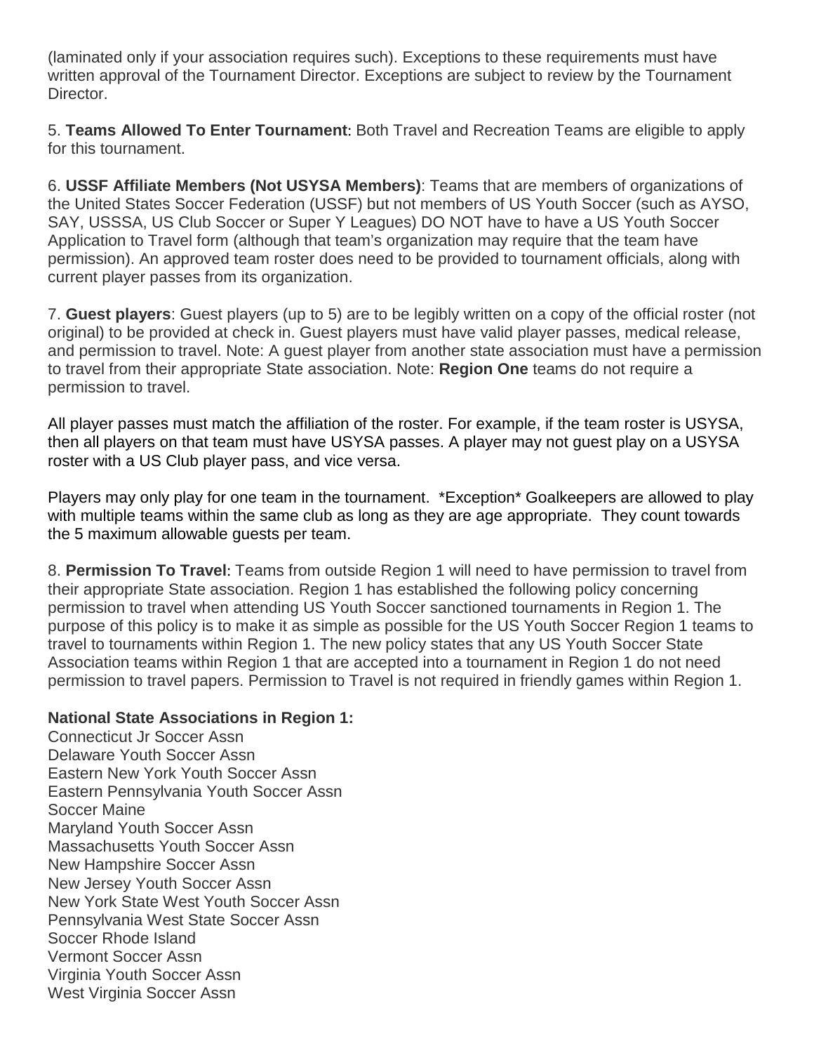(laminated only if your association requires such). Exceptions to these requirements must have written approval of the Tournament Director. Exceptions are subject to review by the Tournament Director.

5. **Teams Allowed To Enter Tournament**: Both Travel and Recreation Teams are eligible to apply for this tournament.

6. **USSF Affiliate Members (Not USYSA Members)**: Teams that are members of organizations of the United States Soccer Federation (USSF) but not members of US Youth Soccer (such as AYSO, SAY, USSSA, US Club Soccer or Super Y Leagues) DO NOT have to have a US Youth Soccer Application to Travel form (although that team's organization may require that the team have permission). An approved team roster does need to be provided to tournament officials, along with current player passes from its organization.

7. **Guest players**: Guest players (up to 5) are to be legibly written on a copy of the official roster (not original) to be provided at check in. Guest players must have valid player passes, medical release, and permission to travel. Note: A guest player from another state association must have a permission to travel from their appropriate State association. Note: **Region One** teams do not require a permission to travel.

All player passes must match the affiliation of the roster. For example, if the team roster is USYSA, then all players on that team must have USYSA passes. A player may not guest play on a USYSA roster with a US Club player pass, and vice versa.

Players may only play for one team in the tournament. *Exception* Goalkeepers are allowed to play with multiple teams within the same club as long as they are age appropriate. They count towards the 5 maximum allowable guests per team.

8. **Permission To Travel**: Teams from outside Region 1 will need to have permission to travel from their appropriate State association. Region 1 has established the following policy concerning permission to travel when attending US Youth Soccer sanctioned tournaments in Region 1. The purpose of this policy is to make it as simple as possible for the US Youth Soccer Region 1 teams to travel to tournaments within Region 1. The new policy states that any US Youth Soccer State Association teams within Region 1 that are accepted into a tournament in Region 1 do not need permission to travel papers. Permission to Travel is not required in friendly games within Region 1.

**National State Associations in Region 1:**

Connecticut Jr Soccer Assn
Delaware Youth Soccer Assn
Eastern New York Youth Soccer Assn
Eastern Pennsylvania Youth Soccer Assn
Soccer Maine
Maryland Youth Soccer Assn
Massachusetts Youth Soccer Assn
New Hampshire Soccer Assn
New Jersey Youth Soccer Assn
New York State West Youth Soccer Assn
Pennsylvania West State Soccer Assn
Soccer Rhode Island
Vermont Soccer Assn
Virginia Youth Soccer Assn
West Virginia Soccer Assn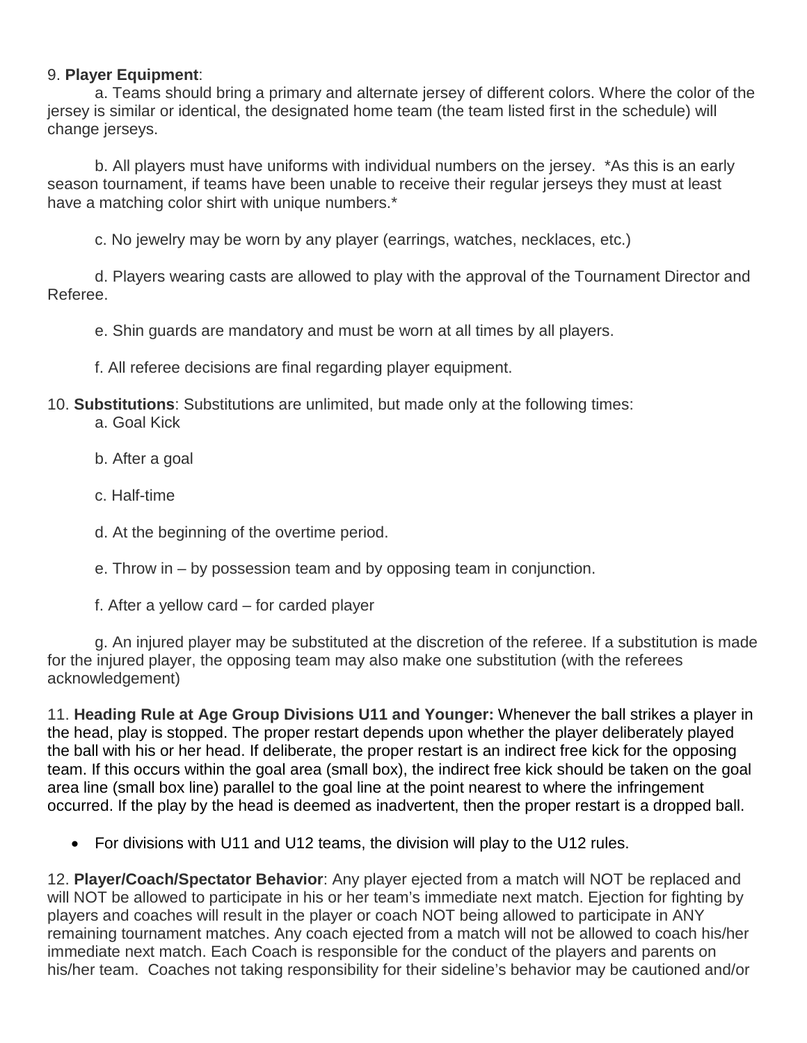9. **Player Equipment**:

a. Teams should bring a primary and alternate jersey of different colors. Where the color of the jersey is similar or identical, the designated home team (the team listed first in the schedule) will change jerseys.

b. All players must have uniforms with individual numbers on the jersey. *As this is an early season tournament, if teams have been unable to receive their regular jerseys they must at least have a matching color shirt with unique numbers.*

c. No jewelry may be worn by any player (earrings, watches, necklaces, etc.)

d. Players wearing casts are allowed to play with the approval of the Tournament Director and Referee.

e. Shin guards are mandatory and must be worn at all times by all players.

f. All referee decisions are final regarding player equipment.

10. **Substitutions**: Substitutions are unlimited, but made only at the following times:

a. Goal Kick

b. After a goal

c. Half-time

d. At the beginning of the overtime period.

e. Throw in – by possession team and by opposing team in conjunction.

f. After a yellow card – for carded player

g. An injured player may be substituted at the discretion of the referee. If a substitution is made for the injured player, the opposing team may also make one substitution (with the referees acknowledgement)

11. **Heading Rule at Age Group Divisions U11 and Younger:** Whenever the ball strikes a player in the head, play is stopped. The proper restart depends upon whether the player deliberately played the ball with his or her head. If deliberate, the proper restart is an indirect free kick for the opposing team. If this occurs within the goal area (small box), the indirect free kick should be taken on the goal area line (small box line) parallel to the goal line at the point nearest to where the infringement occurred. If the play by the head is deemed as inadvertent, then the proper restart is a dropped ball.

- For divisions with U11 and U12 teams, the division will play to the U12 rules.

12. **Player/Coach/Spectator Behavior**: Any player ejected from a match will NOT be replaced and will NOT be allowed to participate in his or her team's immediate next match. Ejection for fighting by players and coaches will result in the player or coach NOT being allowed to participate in ANY remaining tournament matches. Any coach ejected from a match will not be allowed to coach his/her immediate next match. Each Coach is responsible for the conduct of the players and parents on his/her team. Coaches not taking responsibility for their sideline's behavior may be cautioned and/or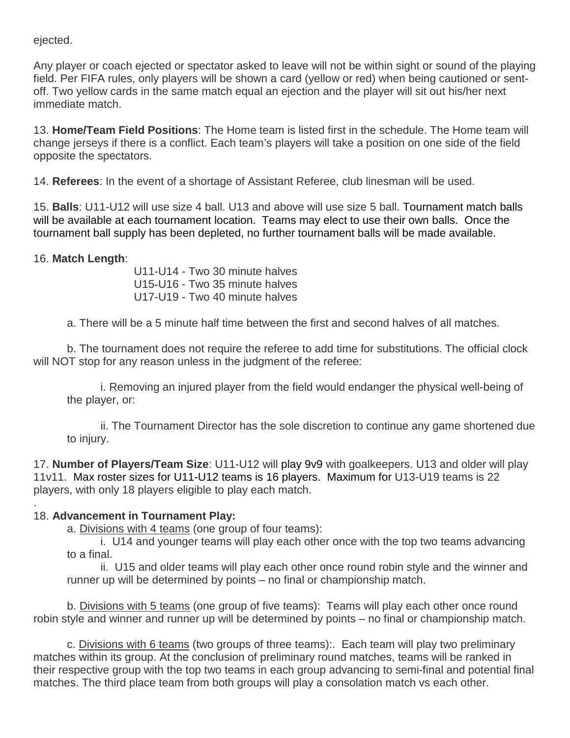ejected.

Any player or coach ejected or spectator asked to leave will not be within sight or sound of the playing field. Per FIFA rules, only players will be shown a card (yellow or red) when being cautioned or sent-off. Two yellow cards in the same match equal an ejection and the player will sit out his/her next immediate match.

13. **Home/Team Field Positions**: The Home team is listed first in the schedule. The Home team will change jerseys if there is a conflict. Each team's players will take a position on one side of the field opposite the spectators.

14. **Referees**: In the event of a shortage of Assistant Referee, club linesman will be used.

15. **Balls**: U11-U12 will use size 4 ball. U13 and above will use size 5 ball. Tournament match balls will be available at each tournament location. Teams may elect to use their own balls. Once the tournament ball supply has been depleted, no further tournament balls will be made available.

16. **Match Length**:

U11-U14 - Two 30 minute halves
U15-U16 - Two 35 minute halves
U17-U19 - Two 40 minute halves

a. There will be a 5 minute half time between the first and second halves of all matches.

b. The tournament does not require the referee to add time for substitutions. The official clock will NOT stop for any reason unless in the judgment of the referee:

i. Removing an injured player from the field would endanger the physical well-being of the player, or:

ii. The Tournament Director has the sole discretion to continue any game shortened due to injury.

17. **Number of Players/Team Size**: U11-U12 will play 9v9 with goalkeepers. U13 and older will play 11v11. Max roster sizes for U11-U12 teams is 16 players. Maximum for U13-U19 teams is 22 players, with only 18 players eligible to play each match.

.

18. **Advancement in Tournament Play:**

a. Divisions with 4 teams (one group of four teams):

i. U14 and younger teams will play each other once with the top two teams advancing to a final.

ii. U15 and older teams will play each other once round robin style and the winner and runner up will be determined by points – no final or championship match.

b. Divisions with 5 teams (one group of five teams): Teams will play each other once round robin style and winner and runner up will be determined by points – no final or championship match.

c. Divisions with 6 teams (two groups of three teams):. Each team will play two preliminary matches within its group. At the conclusion of preliminary round matches, teams will be ranked in their respective group with the top two teams in each group advancing to semi-final and potential final matches. The third place team from both groups will play a consolation match vs each other.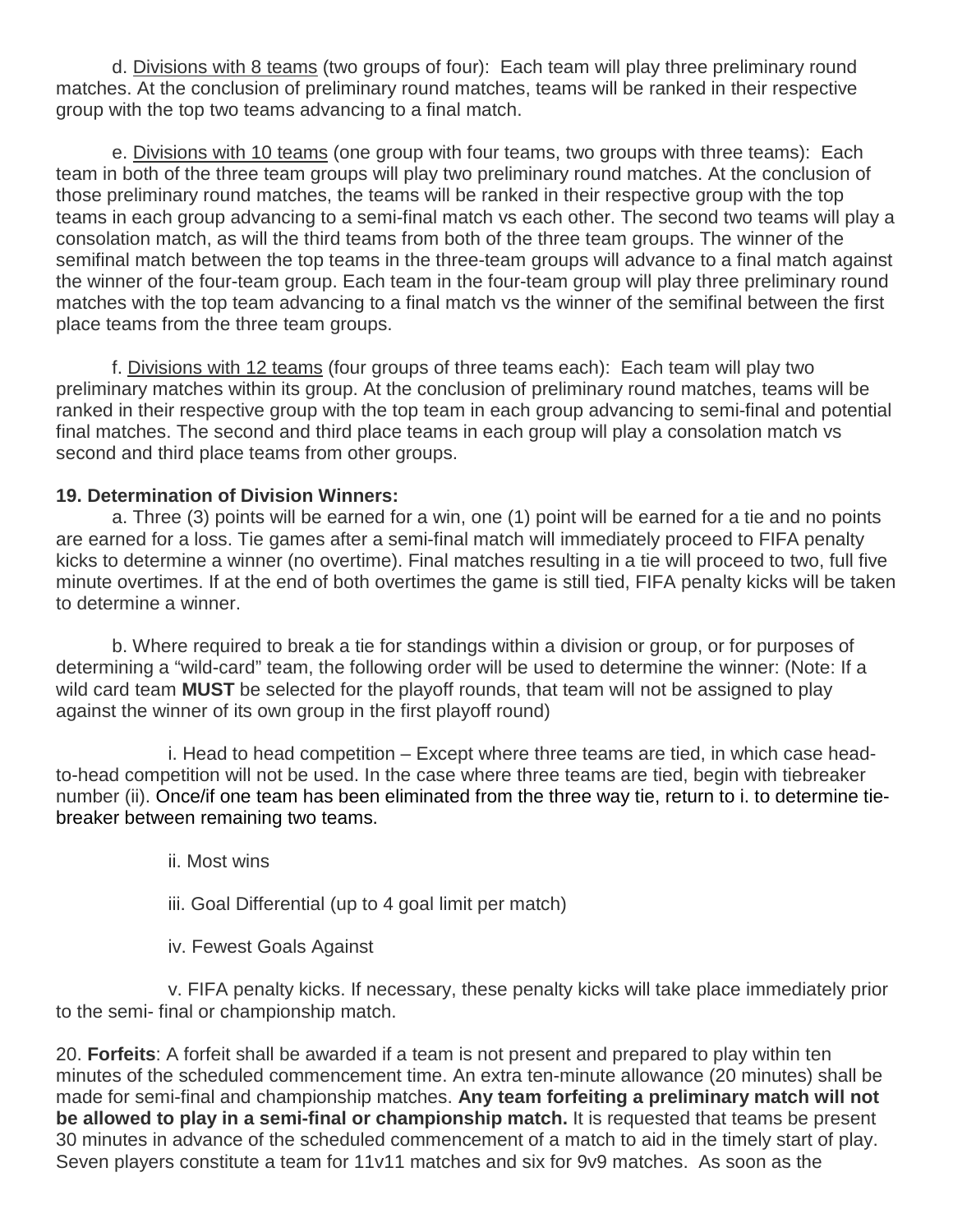d. Divisions with 8 teams (two groups of four): Each team will play three preliminary round matches. At the conclusion of preliminary round matches, teams will be ranked in their respective group with the top two teams advancing to a final match.

e. Divisions with 10 teams (one group with four teams, two groups with three teams): Each team in both of the three team groups will play two preliminary round matches. At the conclusion of those preliminary round matches, the teams will be ranked in their respective group with the top teams in each group advancing to a semi-final match vs each other. The second two teams will play a consolation match, as will the third teams from both of the three team groups. The winner of the semifinal match between the top teams in the three-team groups will advance to a final match against the winner of the four-team group. Each team in the four-team group will play three preliminary round matches with the top team advancing to a final match vs the winner of the semifinal between the first place teams from the three team groups.

f. Divisions with 12 teams (four groups of three teams each): Each team will play two preliminary matches within its group. At the conclusion of preliminary round matches, teams will be ranked in their respective group with the top team in each group advancing to semi-final and potential final matches. The second and third place teams in each group will play a consolation match vs second and third place teams from other groups.

**19. Determination of Division Winners:**

a. Three (3) points will be earned for a win, one (1) point will be earned for a tie and no points are earned for a loss. Tie games after a semi-final match will immediately proceed to FIFA penalty kicks to determine a winner (no overtime). Final matches resulting in a tie will proceed to two, full five minute overtimes. If at the end of both overtimes the game is still tied, FIFA penalty kicks will be taken to determine a winner.

b. Where required to break a tie for standings within a division or group, or for purposes of determining a "wild-card" team, the following order will be used to determine the winner: (Note: If a wild card team **MUST** be selected for the playoff rounds, that team will not be assigned to play against the winner of its own group in the first playoff round)

i. Head to head competition – Except where three teams are tied, in which case head-to-head competition will not be used. In the case where three teams are tied, begin with tiebreaker number (ii). Once/if one team has been eliminated from the three way tie, return to i. to determine tie-breaker between remaining two teams.

ii. Most wins

iii. Goal Differential (up to 4 goal limit per match)

iv. Fewest Goals Against

v. FIFA penalty kicks. If necessary, these penalty kicks will take place immediately prior to the semi- final or championship match.

20. **Forfeits**: A forfeit shall be awarded if a team is not present and prepared to play within ten minutes of the scheduled commencement time. An extra ten-minute allowance (20 minutes) shall be made for semi-final and championship matches. **Any team forfeiting a preliminary match will not be allowed to play in a semi-final or championship match.** It is requested that teams be present 30 minutes in advance of the scheduled commencement of a match to aid in the timely start of play. Seven players constitute a team for 11v11 matches and six for 9v9 matches. As soon as the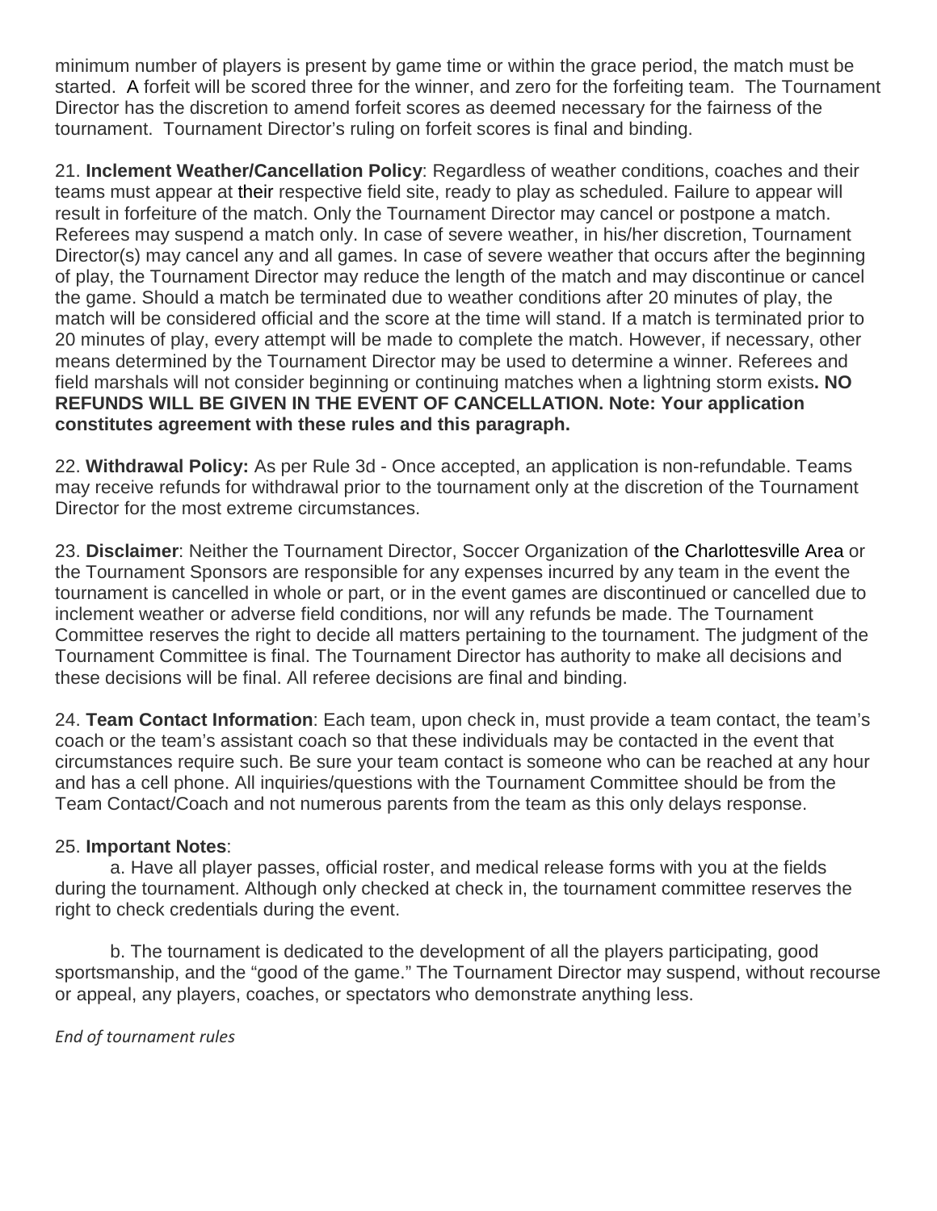minimum number of players is present by game time or within the grace period, the match must be started. A forfeit will be scored three for the winner, and zero for the forfeiting team. The Tournament Director has the discretion to amend forfeit scores as deemed necessary for the fairness of the tournament. Tournament Director's ruling on forfeit scores is final and binding.

21. **Inclement Weather/Cancellation Policy**: Regardless of weather conditions, coaches and their teams must appear at their respective field site, ready to play as scheduled. Failure to appear will result in forfeiture of the match. Only the Tournament Director may cancel or postpone a match. Referees may suspend a match only. In case of severe weather, in his/her discretion, Tournament Director(s) may cancel any and all games. In case of severe weather that occurs after the beginning of play, the Tournament Director may reduce the length of the match and may discontinue or cancel the game. Should a match be terminated due to weather conditions after 20 minutes of play, the match will be considered official and the score at the time will stand. If a match is terminated prior to 20 minutes of play, every attempt will be made to complete the match. However, if necessary, other means determined by the Tournament Director may be used to determine a winner. Referees and field marshals will not consider beginning or continuing matches when a lightning storm exists**. NO REFUNDS WILL BE GIVEN IN THE EVENT OF CANCELLATION. Note: Your application constitutes agreement with these rules and this paragraph.**

22. **Withdrawal Policy:** As per Rule 3d - Once accepted, an application is non-refundable. Teams may receive refunds for withdrawal prior to the tournament only at the discretion of the Tournament Director for the most extreme circumstances.

23. **Disclaimer**: Neither the Tournament Director, Soccer Organization of the Charlottesville Area or the Tournament Sponsors are responsible for any expenses incurred by any team in the event the tournament is cancelled in whole or part, or in the event games are discontinued or cancelled due to inclement weather or adverse field conditions, nor will any refunds be made. The Tournament Committee reserves the right to decide all matters pertaining to the tournament. The judgment of the Tournament Committee is final. The Tournament Director has authority to make all decisions and these decisions will be final. All referee decisions are final and binding.

24. **Team Contact Information**: Each team, upon check in, must provide a team contact, the team's coach or the team's assistant coach so that these individuals may be contacted in the event that circumstances require such. Be sure your team contact is someone who can be reached at any hour and has a cell phone. All inquiries/questions with the Tournament Committee should be from the Team Contact/Coach and not numerous parents from the team as this only delays response.

25. **Important Notes**:

a. Have all player passes, official roster, and medical release forms with you at the fields during the tournament. Although only checked at check in, the tournament committee reserves the right to check credentials during the event.

b. The tournament is dedicated to the development of all the players participating, good sportsmanship, and the "good of the game." The Tournament Director may suspend, without recourse or appeal, any players, coaches, or spectators who demonstrate anything less.

*End of tournament rules*